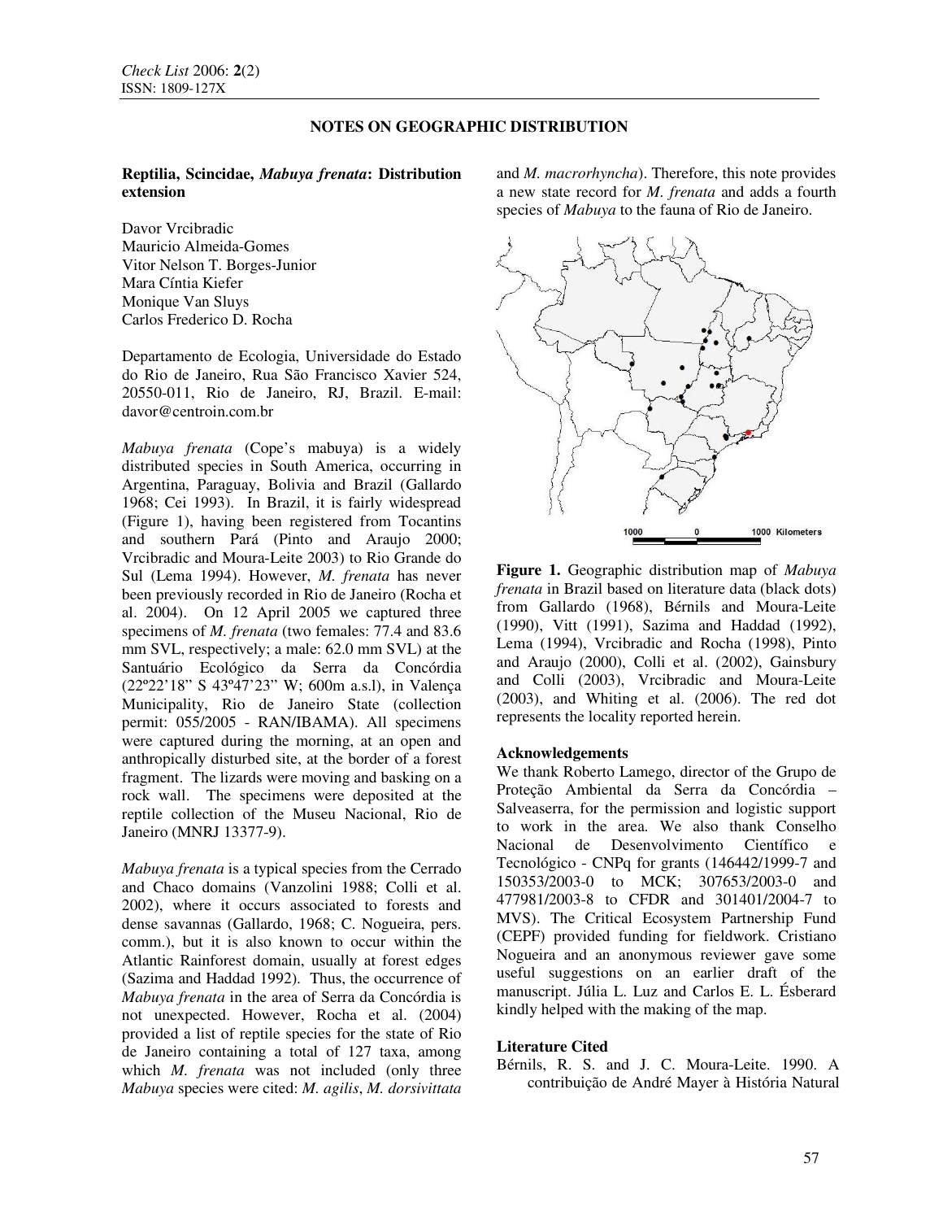## NOTES ON GEOGRAPHIC DISTRIBUTION

### Reptilia, Scincidae, *Mabuya frenata*: Distribution extension

Davor Vrcibradic
Mauricio Almeida-Gomes
Vitor Nelson T. Borges-Junior
Mara Cíntia Kiefer
Monique Van Sluys
Carlos Frederico D. Rocha

Departamento de Ecologia, Universidade do Estado do Rio de Janeiro, Rua São Francisco Xavier 524, 20550-011, Rio de Janeiro, RJ, Brazil. E-mail: davor@centroin.com.br

*Mabuya frenata* (Cope's mabuya) is a widely distributed species in South America, occurring in Argentina, Paraguay, Bolivia and Brazil (Gallardo 1968; Cei 1993). In Brazil, it is fairly widespread (Figure 1), having been registered from Tocantins and southern Pará (Pinto and Araujo 2000; Vrcibradic and Moura-Leite 2003) to Rio Grande do Sul (Lema 1994). However, *M. frenata* has never been previously recorded in Rio de Janeiro (Rocha et al. 2004). On 12 April 2005 we captured three specimens of *M. frenata* (two females: 77.4 and 83.6 mm SVL, respectively; a male: 62.0 mm SVL) at the Santuário Ecológico da Serra da Concórdia (22º22'18" S 43º47'23" W; 600m a.s.l), in Valença Municipality, Rio de Janeiro State (collection permit: 055/2005 - RAN/IBAMA). All specimens were captured during the morning, at an open and anthropically disturbed site, at the border of a forest fragment. The lizards were moving and basking on a rock wall. The specimens were deposited at the reptile collection of the Museu Nacional, Rio de Janeiro (MNRJ 13377-9).

*Mabuya frenata* is a typical species from the Cerrado and Chaco domains (Vanzolini 1988; Colli et al. 2002), where it occurs associated to forests and dense savannas (Gallardo, 1968; C. Nogueira, pers. comm.), but it is also known to occur within the Atlantic Rainforest domain, usually at forest edges (Sazima and Haddad 1992). Thus, the occurrence of *Mabuya frenata* in the area of Serra da Concórdia is not unexpected. However, Rocha et al. (2004) provided a list of reptile species for the state of Rio de Janeiro containing a total of 127 taxa, among which *M. frenata* was not included (only three *Mabuya* species were cited: *M. agilis*, *M. dorsivittata* and *M. macrorhyncha*). Therefore, this note provides a new state record for *M. frenata* and adds a fourth species of *Mabuya* to the fauna of Rio de Janeiro.

**Figure 1.** Geographic distribution map of *Mabuya frenata* in Brazil based on literature data (black dots) from Gallardo (1968), Bérnils and Moura-Leite (1990), Vitt (1991), Sazima and Haddad (1992), Lema (1994), Vrcibradic and Rocha (1998), Pinto and Araujo (2000), Colli et al. (2002), Gainsbury and Colli (2003), Vrcibradic and Moura-Leite (2003), and Whiting et al. (2006). The red dot represents the locality reported herein.

#### Acknowledgements

We thank Roberto Lamego, director of the Grupo de Proteção Ambiental da Serra da Concórdia – Salveaserra, for the permission and logistic support to work in the area. We also thank Conselho Nacional de Desenvolvimento Científico e Tecnológico - CNPq for grants (146442/1999-7 and 150353/2003-0 to MCK; 307653/2003-0 and 477981/2003-8 to CFDR and 301401/2004-7 to MVS). The Critical Ecosystem Partnership Fund (CEPF) provided funding for fieldwork. Cristiano Nogueira and an anonymous reviewer gave some useful suggestions on an earlier draft of the manuscript. Júlia L. Luz and Carlos E. L. Ésberard kindly helped with the making of the map.

#### Literature Cited

Bérnils, R. S. and J. C. Moura-Leite. 1990. A contribuição de André Mayer à História Natural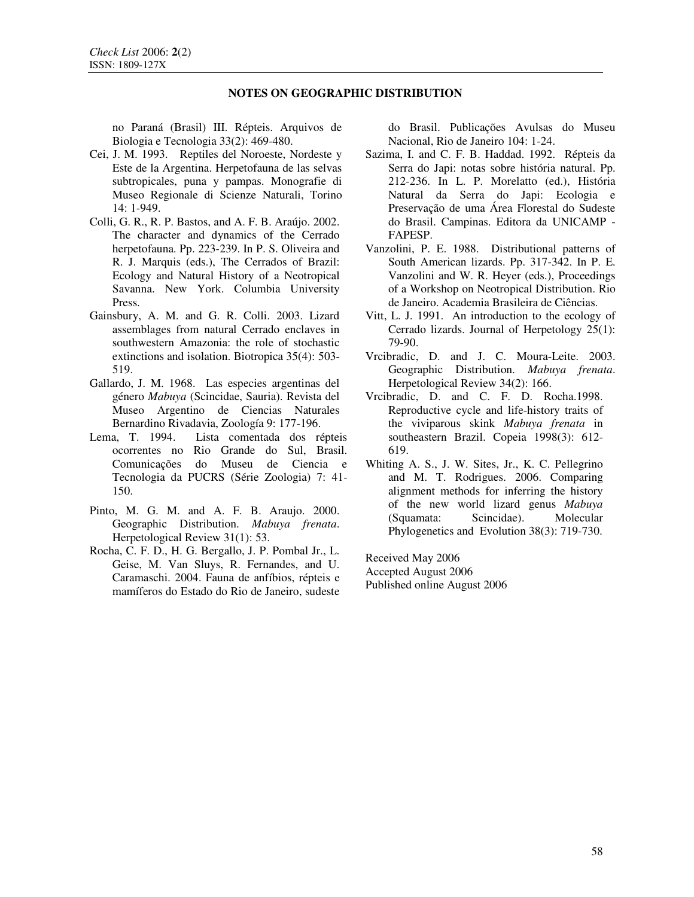no Paraná (Brasil) III. Répteis. Arquivos de Biologia e Tecnologia 33(2): 469-480.

Cei, J. M. 1993. Reptiles del Noroeste, Nordeste y Este de la Argentina. Herpetofauna de las selvas subtropicales, puna y pampas. Monografie di Museo Regionale di Scienze Naturali, Torino 14: 1-949.

Colli, G. R., R. P. Bastos, and A. F. B. Araújo. 2002. The character and dynamics of the Cerrado herpetofauna. Pp. 223-239. In P. S. Oliveira and R. J. Marquis (eds.), The Cerrados of Brazil: Ecology and Natural History of a Neotropical Savanna. New York. Columbia University Press.

Gainsbury, A. M. and G. R. Colli. 2003. Lizard assemblages from natural Cerrado enclaves in southwestern Amazonia: the role of stochastic extinctions and isolation. Biotropica 35(4): 503-519.

Gallardo, J. M. 1968. Las especies argentinas del género *Mabuya* (Scincidae, Sauria). Revista del Museo Argentino de Ciencias Naturales Bernardino Rivadavia, Zoología 9: 177-196.

Lema, T. 1994. Lista comentada dos répteis ocorrentes no Rio Grande do Sul, Brasil. Comunicações do Museu de Ciencia e Tecnologia da PUCRS (Série Zoologia) 7: 41-150.

Pinto, M. G. M. and A. F. B. Araujo. 2000. Geographic Distribution. *Mabuya frenata*. Herpetological Review 31(1): 53.

Rocha, C. F. D., H. G. Bergallo, J. P. Pombal Jr., L. Geise, M. Van Sluys, R. Fernandes, and U. Caramaschi. 2004. Fauna de anfíbios, répteis e mamíferos do Estado do Rio de Janeiro, sudeste do Brasil. Publicações Avulsas do Museu Nacional, Rio de Janeiro 104: 1-24.

Sazima, I. and C. F. B. Haddad. 1992. Répteis da Serra do Japi: notas sobre história natural. Pp. 212-236. In L. P. Morelatto (ed.), História Natural da Serra do Japi: Ecologia e Preservação de uma Área Florestal do Sudeste do Brasil. Campinas. Editora da UNICAMP - FAPESP.

Vanzolini, P. E. 1988. Distributional patterns of South American lizards. Pp. 317-342. In P. E. Vanzolini and W. R. Heyer (eds.), Proceedings of a Workshop on Neotropical Distribution. Rio de Janeiro. Academia Brasileira de Ciências.

Vitt, L. J. 1991. An introduction to the ecology of Cerrado lizards. Journal of Herpetology 25(1): 79-90.

Vrcibradic, D. and J. C. Moura-Leite. 2003. Geographic Distribution. *Mabuya frenata*. Herpetological Review 34(2): 166.

Vrcibradic, D. and C. F. D. Rocha.1998. Reproductive cycle and life-history traits of the viviparous skink *Mabuya frenata* in southeastern Brazil. Copeia 1998(3): 612-619.

Whiting A. S., J. W. Sites, Jr., K. C. Pellegrino and M. T. Rodrigues. 2006. Comparing alignment methods for inferring the history of the new world lizard genus *Mabuya* (Squamata: Scincidae). Molecular Phylogenetics and Evolution 38(3): 719-730.

Received May 2006
Accepted August 2006
Published online August 2006